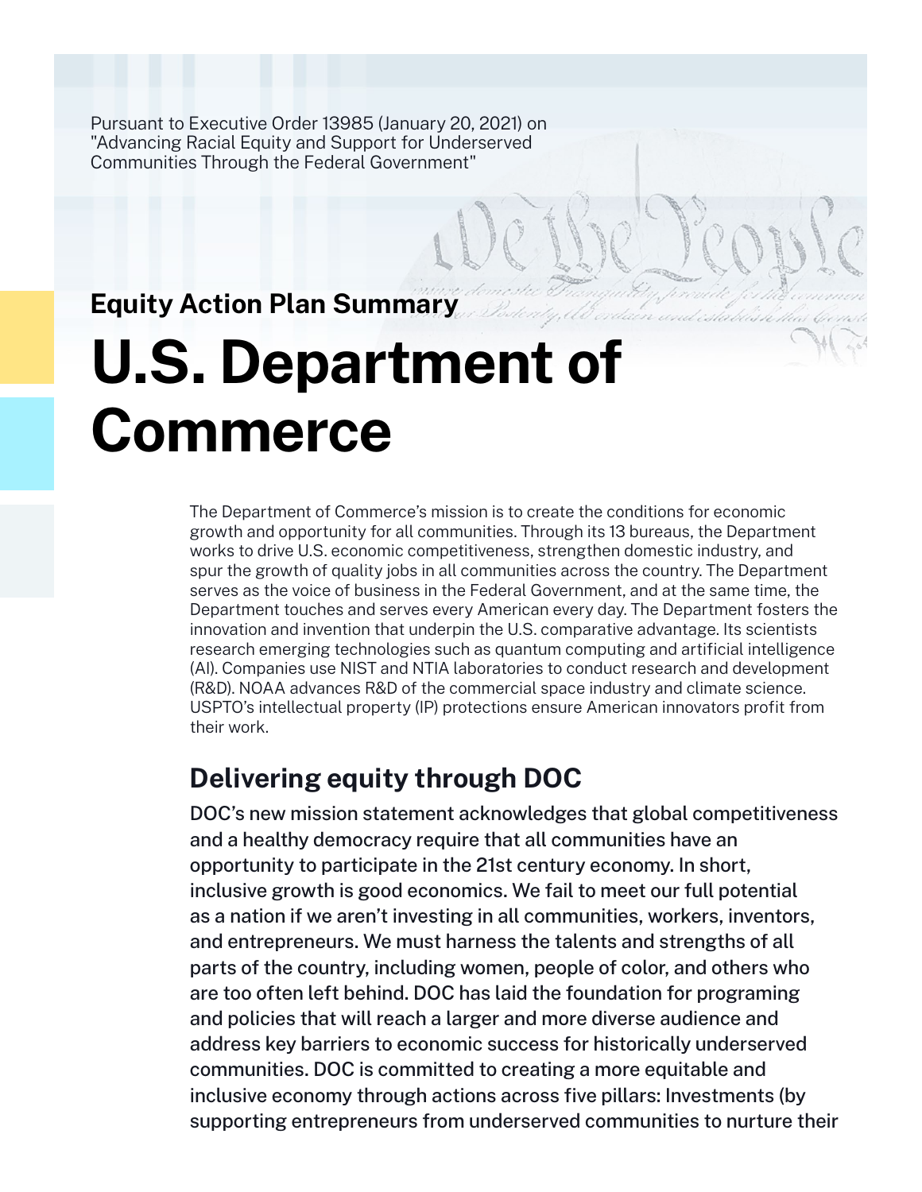Pursuant to Executive Order 13985 (January 20, 2021) on "Advancing Racial Equity and Support for Underserved Communities Through the Federal Government"

## Equity Action Plan Summary

# U.S. Department of Commerce

The Department of Commerce's mission is to create the conditions for economic growth and opportunity for all communities. Through its 13 bureaus, the Department works to drive U.S. economic competitiveness, strengthen domestic industry, and spur the growth of quality jobs in all communities across the country. The Department serves as the voice of business in the Federal Government, and at the same time, the Department touches and serves every American every day. The Department fosters the innovation and invention that underpin the U.S. comparative advantage. Its scientists research emerging technologies such as quantum computing and artificial intelligence (AI). Companies use NIST and NTIA laboratories to conduct research and development (R&D). NOAA advances R&D of the commercial space industry and climate science. USPTO's intellectual property (IP) protections ensure American innovators profit from their work.

## Delivering equity through DOC

DOC's new mission statement acknowledges that global competitiveness and a healthy democracy require that all communities have an opportunity to participate in the 21st century economy. In short, inclusive growth is good economics. We fail to meet our full potential as a nation if we aren't investing in all communities, workers, inventors, and entrepreneurs. We must harness the talents and strengths of all parts of the country, including women, people of color, and others who are too often left behind. DOC has laid the foundation for programing and policies that will reach a larger and more diverse audience and address key barriers to economic success for historically underserved communities. DOC is committed to creating a more equitable and inclusive economy through actions across five pillars: Investments (by supporting entrepreneurs from underserved communities to nurture their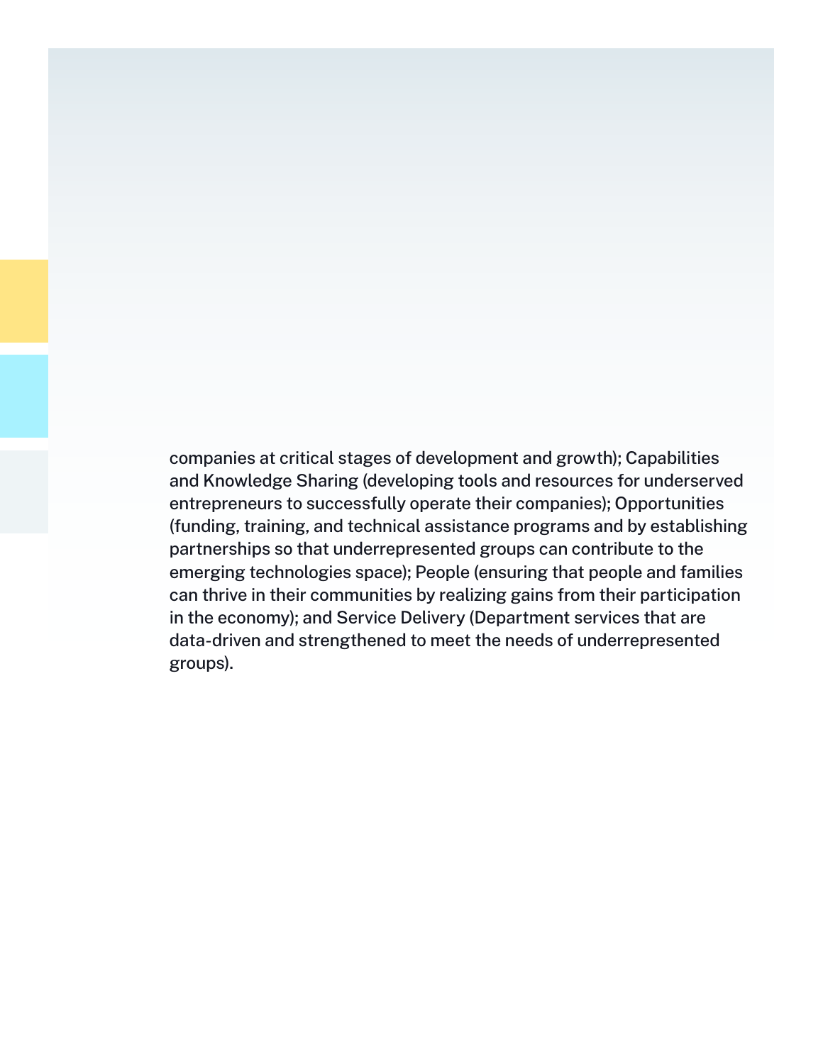companies at critical stages of development and growth); Capabilities and Knowledge Sharing (developing tools and resources for underserved entrepreneurs to successfully operate their companies); Opportunities (funding, training, and technical assistance programs and by establishing partnerships so that underrepresented groups can contribute to the emerging technologies space); People (ensuring that people and families can thrive in their communities by realizing gains from their participation in the economy); and Service Delivery (Department services that are data-driven and strengthened to meet the needs of underrepresented groups).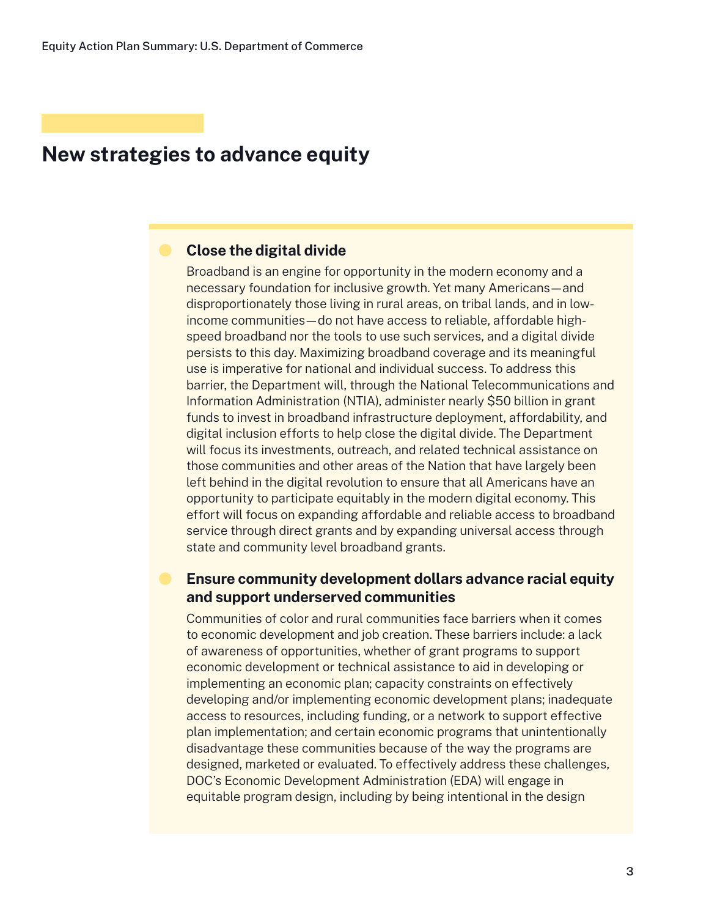## New strategies to advance equity

- **Close the digital divide**

  Broadband is an engine for opportunity in the modern economy and a necessary foundation for inclusive growth. Yet many Americans—and disproportionately those living in rural areas, on tribal lands, and in low-income communities—do not have access to reliable, affordable high-speed broadband nor the tools to use such services, and a digital divide persists to this day. Maximizing broadband coverage and its meaningful use is imperative for national and individual success. To address this barrier, the Department will, through the National Telecommunications and Information Administration (NTIA), administer nearly $50 billion in grant funds to invest in broadband infrastructure deployment, affordability, and digital inclusion efforts to help close the digital divide. The Department will focus its investments, outreach, and related technical assistance on those communities and other areas of the Nation that have largely been left behind in the digital revolution to ensure that all Americans have an opportunity to participate equitably in the modern digital economy. This effort will focus on expanding affordable and reliable access to broadband service through direct grants and by expanding universal access through state and community level broadband grants.

- **Ensure community development dollars advance racial equity and support underserved communities**

  Communities of color and rural communities face barriers when it comes to economic development and job creation. These barriers include: a lack of awareness of opportunities, whether of grant programs to support economic development or technical assistance to aid in developing or implementing an economic plan; capacity constraints on effectively developing and/or implementing economic development plans; inadequate access to resources, including funding, or a network to support effective plan implementation; and certain economic programs that unintentionally disadvantage these communities because of the way the programs are designed, marketed or evaluated. To effectively address these challenges, DOC's Economic Development Administration (EDA) will engage in equitable program design, including by being intentional in the design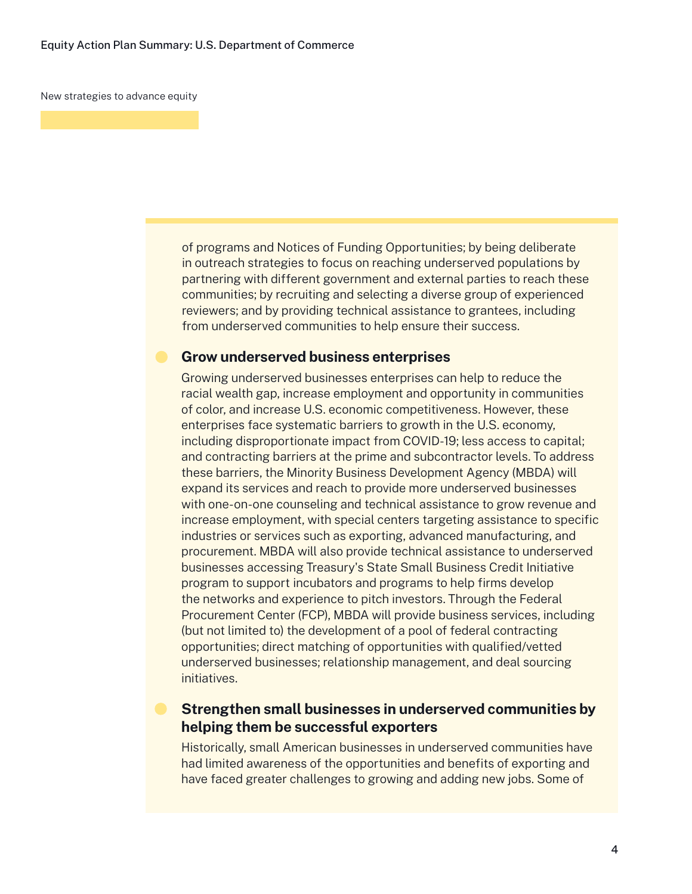New strategies to advance equity

of programs and Notices of Funding Opportunities; by being deliberate in outreach strategies to focus on reaching underserved populations by partnering with different government and external parties to reach these communities; by recruiting and selecting a diverse group of experienced reviewers; and by providing technical assistance to grantees, including from underserved communities to help ensure their success.

- **Grow underserved business enterprises**

  Growing underserved businesses enterprises can help to reduce the racial wealth gap, increase employment and opportunity in communities of color, and increase U.S. economic competitiveness. However, these enterprises face systematic barriers to growth in the U.S. economy, including disproportionate impact from COVID-19; less access to capital; and contracting barriers at the prime and subcontractor levels. To address these barriers, the Minority Business Development Agency (MBDA) will expand its services and reach to provide more underserved businesses with one-on-one counseling and technical assistance to grow revenue and increase employment, with special centers targeting assistance to specific industries or services such as exporting, advanced manufacturing, and procurement. MBDA will also provide technical assistance to underserved businesses accessing Treasury's State Small Business Credit Initiative program to support incubators and programs to help firms develop the networks and experience to pitch investors. Through the Federal Procurement Center (FCP), MBDA will provide business services, including (but not limited to) the development of a pool of federal contracting opportunities; direct matching of opportunities with qualified/vetted underserved businesses; relationship management, and deal sourcing initiatives.

- **Strengthen small businesses in underserved communities by helping them be successful exporters**

  Historically, small American businesses in underserved communities have had limited awareness of the opportunities and benefits of exporting and have faced greater challenges to growing and adding new jobs. Some of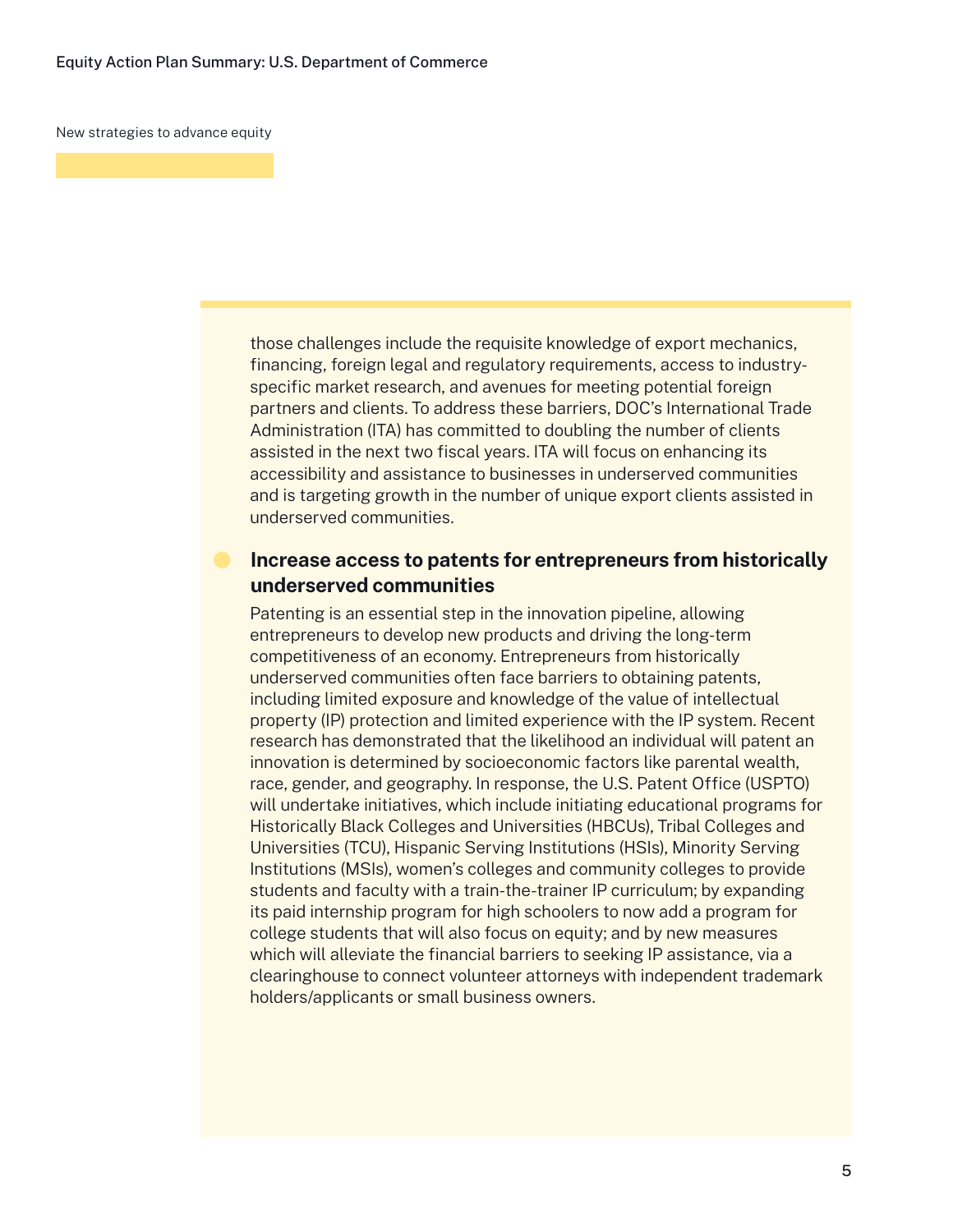New strategies to advance equity

those challenges include the requisite knowledge of export mechanics, financing, foreign legal and regulatory requirements, access to industry-specific market research, and avenues for meeting potential foreign partners and clients. To address these barriers, DOC's International Trade Administration (ITA) has committed to doubling the number of clients assisted in the next two fiscal years. ITA will focus on enhancing its accessibility and assistance to businesses in underserved communities and is targeting growth in the number of unique export clients assisted in underserved communities.

- **Increase access to patents for entrepreneurs from historically underserved communities**

  Patenting is an essential step in the innovation pipeline, allowing entrepreneurs to develop new products and driving the long-term competitiveness of an economy. Entrepreneurs from historically underserved communities often face barriers to obtaining patents, including limited exposure and knowledge of the value of intellectual property (IP) protection and limited experience with the IP system. Recent research has demonstrated that the likelihood an individual will patent an innovation is determined by socioeconomic factors like parental wealth, race, gender, and geography. In response, the U.S. Patent Office (USPTO) will undertake initiatives, which include initiating educational programs for Historically Black Colleges and Universities (HBCUs), Tribal Colleges and Universities (TCU), Hispanic Serving Institutions (HSIs), Minority Serving Institutions (MSIs), women's colleges and community colleges to provide students and faculty with a train-the-trainer IP curriculum; by expanding its paid internship program for high schoolers to now add a program for college students that will also focus on equity; and by new measures which will alleviate the financial barriers to seeking IP assistance, via a clearinghouse to connect volunteer attorneys with independent trademark holders/applicants or small business owners.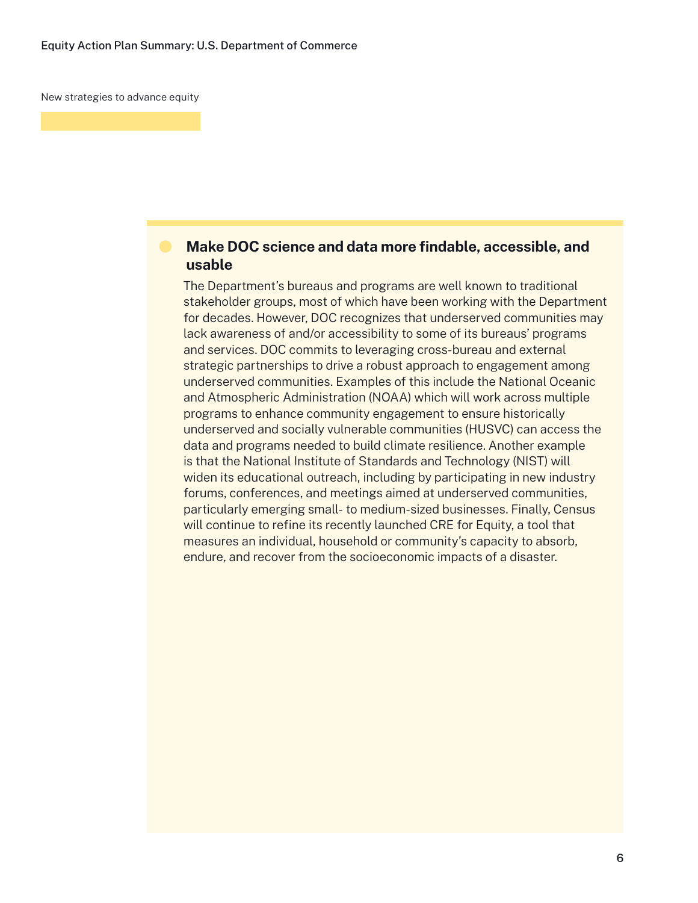New strategies to advance equity

## Make DOC science and data more findable, accessible, and usable

The Department's bureaus and programs are well known to traditional stakeholder groups, most of which have been working with the Department for decades. However, DOC recognizes that underserved communities may lack awareness of and/or accessibility to some of its bureaus' programs and services. DOC commits to leveraging cross-bureau and external strategic partnerships to drive a robust approach to engagement among underserved communities. Examples of this include the National Oceanic and Atmospheric Administration (NOAA) which will work across multiple programs to enhance community engagement to ensure historically underserved and socially vulnerable communities (HUSVC) can access the data and programs needed to build climate resilience. Another example is that the National Institute of Standards and Technology (NIST) will widen its educational outreach, including by participating in new industry forums, conferences, and meetings aimed at underserved communities, particularly emerging small- to medium-sized businesses. Finally, Census will continue to refine its recently launched CRE for Equity, a tool that measures an individual, household or community's capacity to absorb, endure, and recover from the socioeconomic impacts of a disaster.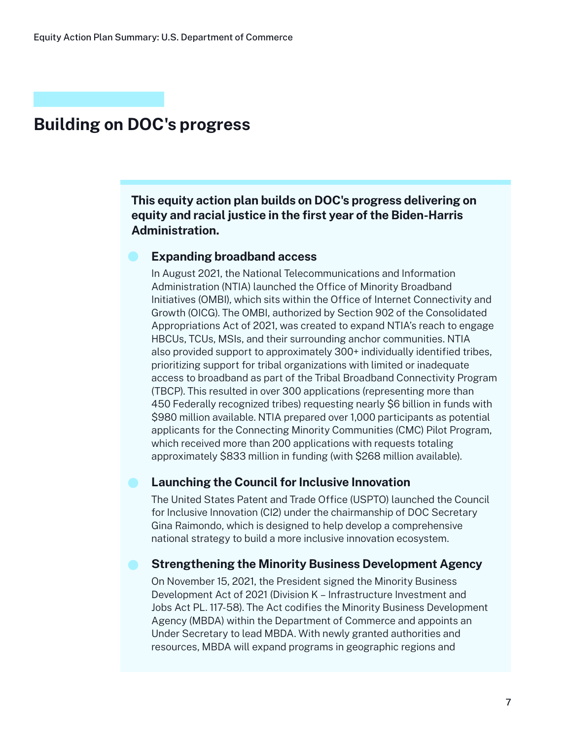## Building on DOC's progress

**This equity action plan builds on DOC's progress delivering on equity and racial justice in the first year of the Biden-Harris Administration.**

- ### Expanding broadband access

  In August 2021, the National Telecommunications and Information Administration (NTIA) launched the Office of Minority Broadband Initiatives (OMBI), which sits within the Office of Internet Connectivity and Growth (OICG). The OMBI, authorized by Section 902 of the Consolidated Appropriations Act of 2021, was created to expand NTIA's reach to engage HBCUs, TCUs, MSIs, and their surrounding anchor communities. NTIA also provided support to approximately 300+ individually identified tribes, prioritizing support for tribal organizations with limited or inadequate access to broadband as part of the Tribal Broadband Connectivity Program (TBCP). This resulted in over 300 applications (representing more than 450 Federally recognized tribes) requesting nearly $6 billion in funds with $980 million available. NTIA prepared over 1,000 participants as potential applicants for the Connecting Minority Communities (CMC) Pilot Program, which received more than 200 applications with requests totaling approximately $833 million in funding (with $268 million available).

- ### Launching the Council for Inclusive Innovation

  The United States Patent and Trade Office (USPTO) launched the Council for Inclusive Innovation (CI2) under the chairmanship of DOC Secretary Gina Raimondo, which is designed to help develop a comprehensive national strategy to build a more inclusive innovation ecosystem.

- ### Strengthening the Minority Business Development Agency

  On November 15, 2021, the President signed the Minority Business Development Act of 2021 (Division K – Infrastructure Investment and Jobs Act PL. 117-58). The Act codifies the Minority Business Development Agency (MBDA) within the Department of Commerce and appoints an Under Secretary to lead MBDA. With newly granted authorities and resources, MBDA will expand programs in geographic regions and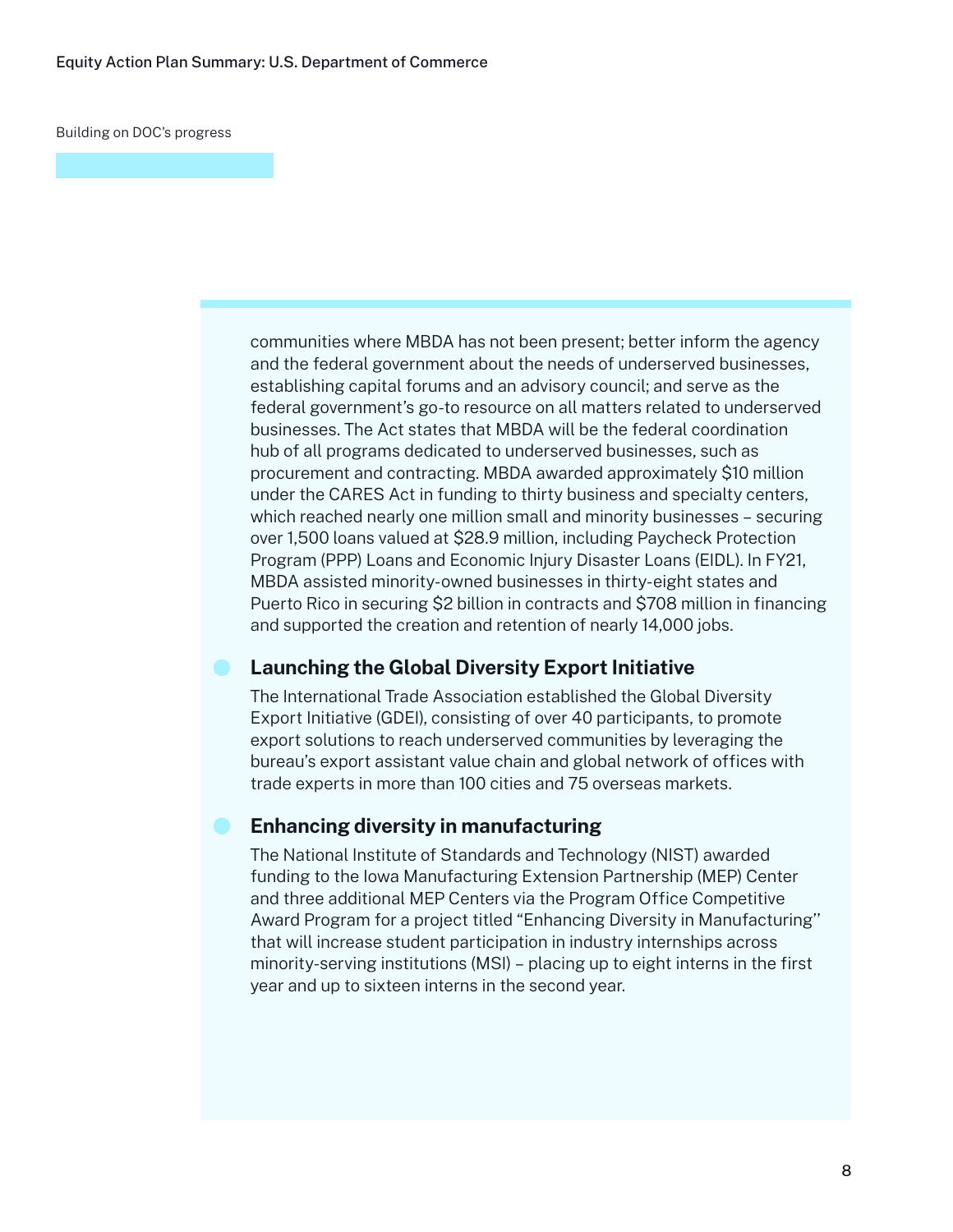Building on DOC's progress

communities where MBDA has not been present; better inform the agency and the federal government about the needs of underserved businesses, establishing capital forums and an advisory council; and serve as the federal government's go-to resource on all matters related to underserved businesses. The Act states that MBDA will be the federal coordination hub of all programs dedicated to underserved businesses, such as procurement and contracting. MBDA awarded approximately $10 million under the CARES Act in funding to thirty business and specialty centers, which reached nearly one million small and minority businesses – securing over 1,500 loans valued at $28.9 million, including Paycheck Protection Program (PPP) Loans and Economic Injury Disaster Loans (EIDL). In FY21, MBDA assisted minority-owned businesses in thirty-eight states and Puerto Rico in securing $2 billion in contracts and $708 million in financing and supported the creation and retention of nearly 14,000 jobs.

### Launching the Global Diversity Export Initiative

The International Trade Association established the Global Diversity Export Initiative (GDEI), consisting of over 40 participants, to promote export solutions to reach underserved communities by leveraging the bureau's export assistant value chain and global network of offices with trade experts in more than 100 cities and 75 overseas markets.

### Enhancing diversity in manufacturing

The National Institute of Standards and Technology (NIST) awarded funding to the Iowa Manufacturing Extension Partnership (MEP) Center and three additional MEP Centers via the Program Office Competitive Award Program for a project titled "Enhancing Diversity in Manufacturing" that will increase student participation in industry internships across minority-serving institutions (MSI) – placing up to eight interns in the first year and up to sixteen interns in the second year.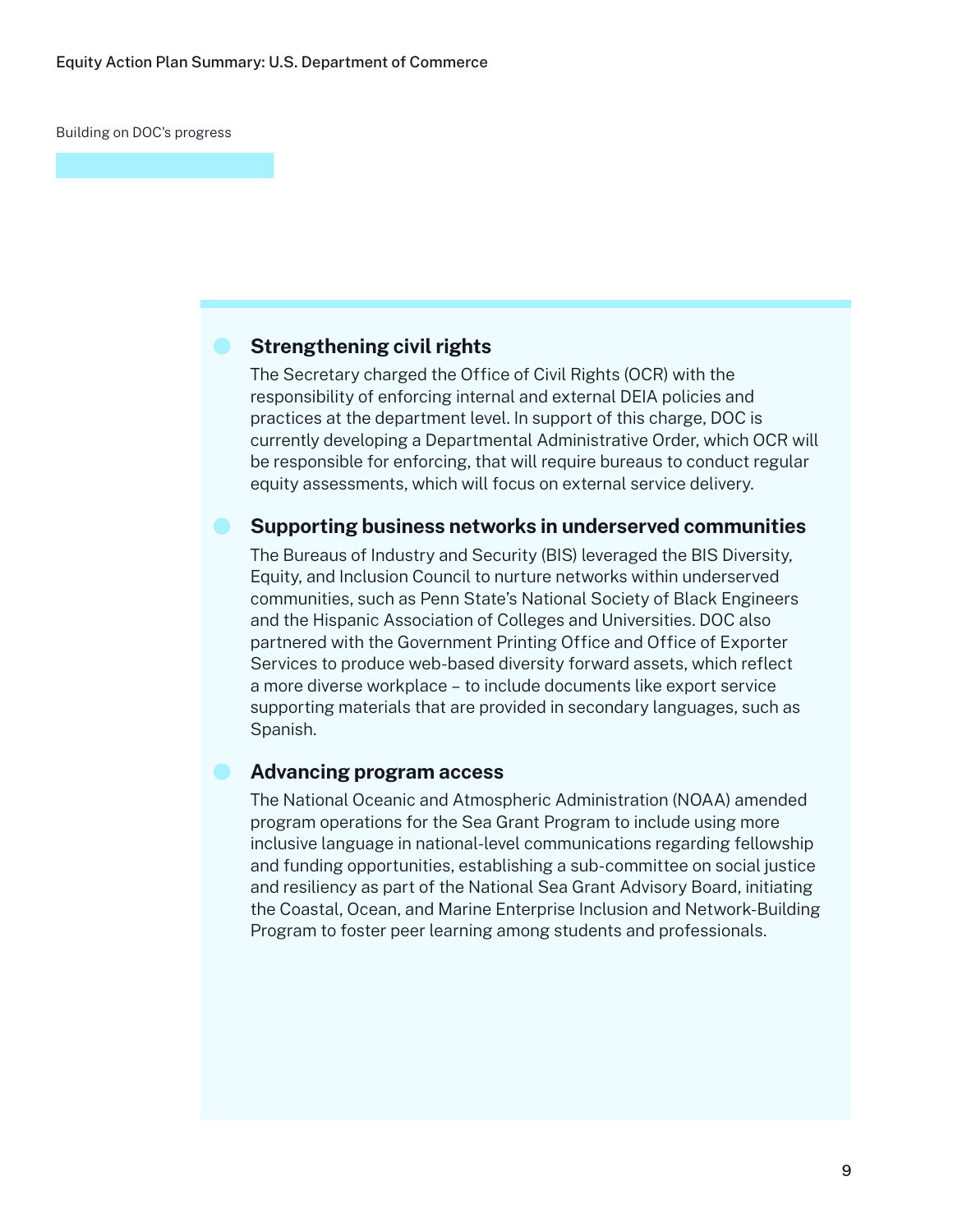Building on DOC's progress

### Strengthening civil rights

The Secretary charged the Office of Civil Rights (OCR) with the responsibility of enforcing internal and external DEIA policies and practices at the department level. In support of this charge, DOC is currently developing a Departmental Administrative Order, which OCR will be responsible for enforcing, that will require bureaus to conduct regular equity assessments, which will focus on external service delivery.

### Supporting business networks in underserved communities

The Bureaus of Industry and Security (BIS) leveraged the BIS Diversity, Equity, and Inclusion Council to nurture networks within underserved communities, such as Penn State's National Society of Black Engineers and the Hispanic Association of Colleges and Universities. DOC also partnered with the Government Printing Office and Office of Exporter Services to produce web-based diversity forward assets, which reflect a more diverse workplace – to include documents like export service supporting materials that are provided in secondary languages, such as Spanish.

### Advancing program access

The National Oceanic and Atmospheric Administration (NOAA) amended program operations for the Sea Grant Program to include using more inclusive language in national-level communications regarding fellowship and funding opportunities, establishing a sub-committee on social justice and resiliency as part of the National Sea Grant Advisory Board, initiating the Coastal, Ocean, and Marine Enterprise Inclusion and Network-Building Program to foster peer learning among students and professionals.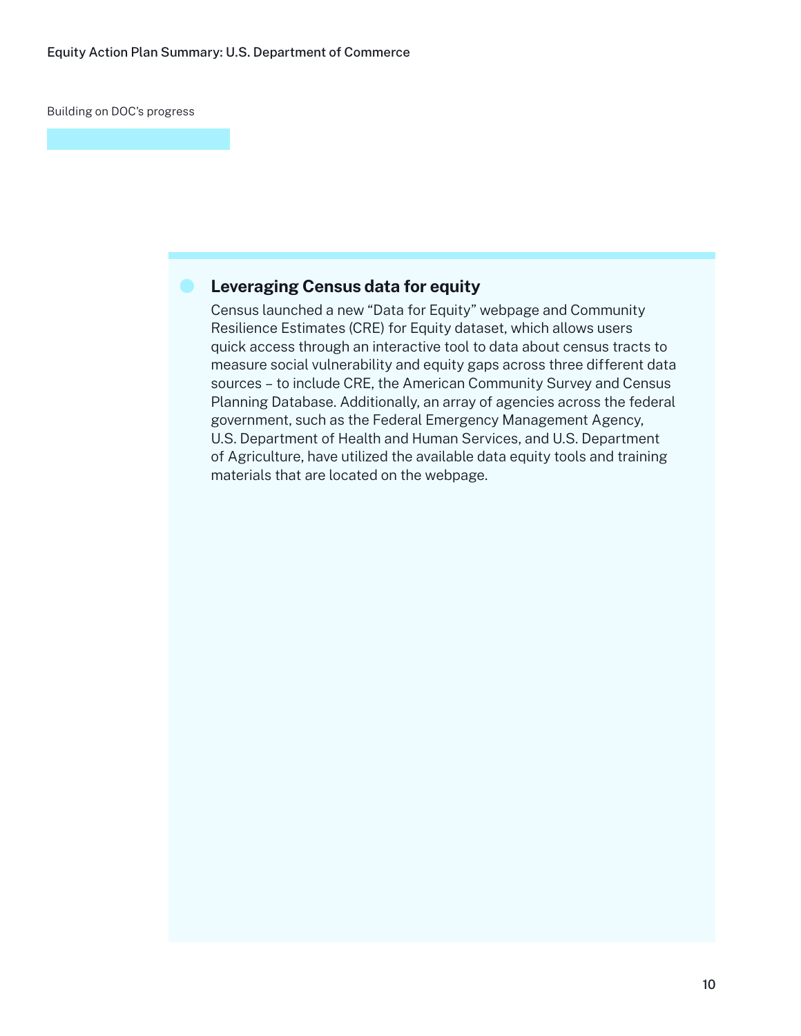Building on DOC's progress

### Leveraging Census data for equity

Census launched a new "Data for Equity" webpage and Community Resilience Estimates (CRE) for Equity dataset, which allows users quick access through an interactive tool to data about census tracts to measure social vulnerability and equity gaps across three different data sources – to include CRE, the American Community Survey and Census Planning Database. Additionally, an array of agencies across the federal government, such as the Federal Emergency Management Agency, U.S. Department of Health and Human Services, and U.S. Department of Agriculture, have utilized the available data equity tools and training materials that are located on the webpage.